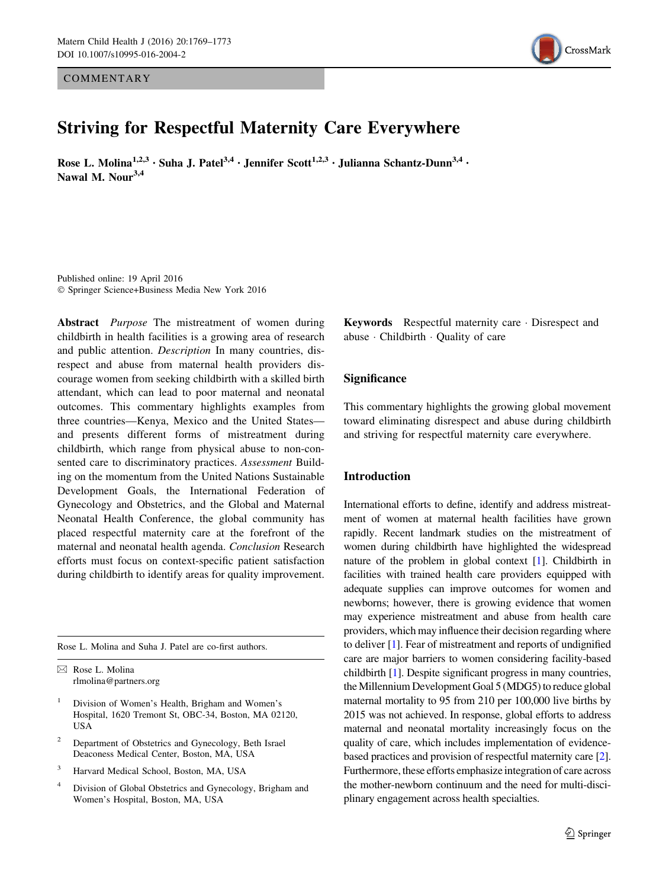COMMENTARY

# Striving for Respectful Maternity Care Everywhere

Rose L. Molina[1,2,3] · Suha J. Patel[3,4] · Jennifer Scott[1,2,3] · Julianna Schantz-Dunn[3,4] · Nawal M. Nour[3,4]

Published online: 19 April 2016
© Springer Science+Business Media New York 2016

**Abstract** *Purpose* The mistreatment of women during childbirth in health facilities is a growing area of research and public attention. *Description* In many countries, disrespect and abuse from maternal health providers discourage women from seeking childbirth with a skilled birth attendant, which can lead to poor maternal and neonatal outcomes. This commentary highlights examples from three countries—Kenya, Mexico and the United States—and presents different forms of mistreatment during childbirth, which range from physical abuse to non-consented care to discriminatory practices. *Assessment* Building on the momentum from the United Nations Sustainable Development Goals, the International Federation of Gynecology and Obstetrics, and the Global and Maternal Neonatal Health Conference, the global community has placed respectful maternity care at the forefront of the maternal and neonatal health agenda. *Conclusion* Research efforts must focus on context-specific patient satisfaction during childbirth to identify areas for quality improvement.

**Keywords** Respectful maternity care · Disrespect and abuse · Childbirth · Quality of care

Rose L. Molina and Suha J. Patel are co-first authors.

✉ Rose L. Molina
rlmolina@partners.org

1 Division of Women's Health, Brigham and Women's Hospital, 1620 Tremont St, OBC-34, Boston, MA 02120, USA

2 Department of Obstetrics and Gynecology, Beth Israel Deaconess Medical Center, Boston, MA, USA

3 Harvard Medical School, Boston, MA, USA

4 Division of Global Obstetrics and Gynecology, Brigham and Women's Hospital, Boston, MA, USA

## Significance

This commentary highlights the growing global movement toward eliminating disrespect and abuse during childbirth and striving for respectful maternity care everywhere.

## Introduction

International efforts to define, identify and address mistreatment of women at maternal health facilities have grown rapidly. Recent landmark studies on the mistreatment of women during childbirth have highlighted the widespread nature of the problem in global context [1]. Childbirth in facilities with trained health care providers equipped with adequate supplies can improve outcomes for women and newborns; however, there is growing evidence that women may experience mistreatment and abuse from health care providers, which may influence their decision regarding where to deliver [1]. Fear of mistreatment and reports of undignified care are major barriers to women considering facility-based childbirth [1]. Despite significant progress in many countries, the Millennium Development Goal 5 (MDG5) to reduce global maternal mortality to 95 from 210 per 100,000 live births by 2015 was not achieved. In response, global efforts to address maternal and neonatal mortality increasingly focus on the quality of care, which includes implementation of evidence-based practices and provision of respectful maternity care [2]. Furthermore, these efforts emphasize integration of care across the mother-newborn continuum and the need for multi-disciplinary engagement across health specialties.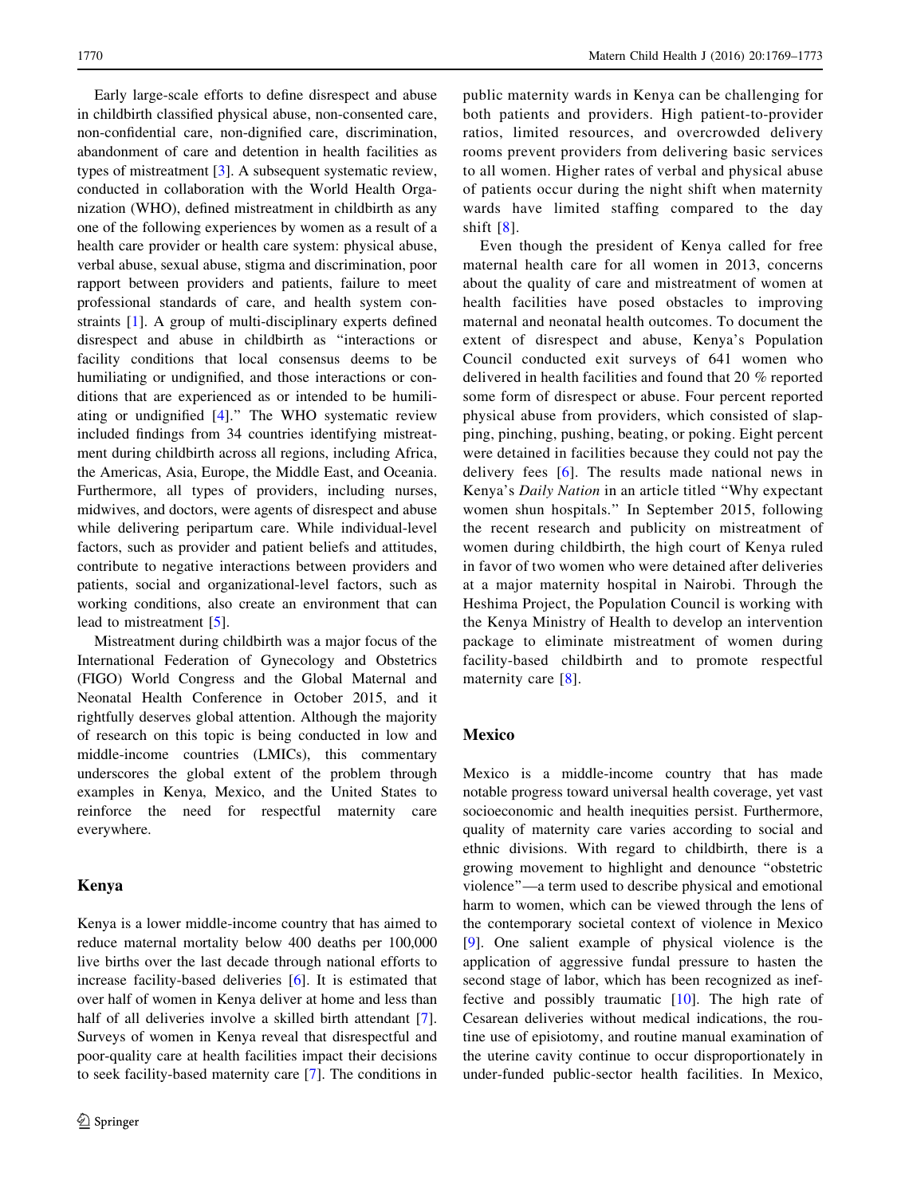Early large-scale efforts to define disrespect and abuse in childbirth classified physical abuse, non-consented care, non-confidential care, non-dignified care, discrimination, abandonment of care and detention in health facilities as types of mistreatment [3]. A subsequent systematic review, conducted in collaboration with the World Health Organization (WHO), defined mistreatment in childbirth as any one of the following experiences by women as a result of a health care provider or health care system: physical abuse, verbal abuse, sexual abuse, stigma and discrimination, poor rapport between providers and patients, failure to meet professional standards of care, and health system constraints [1]. A group of multi-disciplinary experts defined disrespect and abuse in childbirth as "interactions or facility conditions that local consensus deems to be humiliating or undignified, and those interactions or conditions that are experienced as or intended to be humiliating or undignified [4]." The WHO systematic review included findings from 34 countries identifying mistreatment during childbirth across all regions, including Africa, the Americas, Asia, Europe, the Middle East, and Oceania. Furthermore, all types of providers, including nurses, midwives, and doctors, were agents of disrespect and abuse while delivering peripartum care. While individual-level factors, such as provider and patient beliefs and attitudes, contribute to negative interactions between providers and patients, social and organizational-level factors, such as working conditions, also create an environment that can lead to mistreatment [5].

Mistreatment during childbirth was a major focus of the International Federation of Gynecology and Obstetrics (FIGO) World Congress and the Global Maternal and Neonatal Health Conference in October 2015, and it rightfully deserves global attention. Although the majority of research on this topic is being conducted in low and middle-income countries (LMICs), this commentary underscores the global extent of the problem through examples in Kenya, Mexico, and the United States to reinforce the need for respectful maternity care everywhere.

## Kenya

Kenya is a lower middle-income country that has aimed to reduce maternal mortality below 400 deaths per 100,000 live births over the last decade through national efforts to increase facility-based deliveries [6]. It is estimated that over half of women in Kenya deliver at home and less than half of all deliveries involve a skilled birth attendant [7]. Surveys of women in Kenya reveal that disrespectful and poor-quality care at health facilities impact their decisions to seek facility-based maternity care [7]. The conditions in public maternity wards in Kenya can be challenging for both patients and providers. High patient-to-provider ratios, limited resources, and overcrowded delivery rooms prevent providers from delivering basic services to all women. Higher rates of verbal and physical abuse of patients occur during the night shift when maternity wards have limited staffing compared to the day shift [8].

Even though the president of Kenya called for free maternal health care for all women in 2013, concerns about the quality of care and mistreatment of women at health facilities have posed obstacles to improving maternal and neonatal health outcomes. To document the extent of disrespect and abuse, Kenya's Population Council conducted exit surveys of 641 women who delivered in health facilities and found that 20 % reported some form of disrespect or abuse. Four percent reported physical abuse from providers, which consisted of slapping, pinching, pushing, beating, or poking. Eight percent were detained in facilities because they could not pay the delivery fees [6]. The results made national news in Kenya's *Daily Nation* in an article titled "Why expectant women shun hospitals." In September 2015, following the recent research and publicity on mistreatment of women during childbirth, the high court of Kenya ruled in favor of two women who were detained after deliveries at a major maternity hospital in Nairobi. Through the Heshima Project, the Population Council is working with the Kenya Ministry of Health to develop an intervention package to eliminate mistreatment of women during facility-based childbirth and to promote respectful maternity care [8].

## Mexico

Mexico is a middle-income country that has made notable progress toward universal health coverage, yet vast socioeconomic and health inequities persist. Furthermore, quality of maternity care varies according to social and ethnic divisions. With regard to childbirth, there is a growing movement to highlight and denounce "obstetric violence"—a term used to describe physical and emotional harm to women, which can be viewed through the lens of the contemporary societal context of violence in Mexico [9]. One salient example of physical violence is the application of aggressive fundal pressure to hasten the second stage of labor, which has been recognized as ineffective and possibly traumatic [10]. The high rate of Cesarean deliveries without medical indications, the routine use of episiotomy, and routine manual examination of the uterine cavity continue to occur disproportionately in under-funded public-sector health facilities. In Mexico,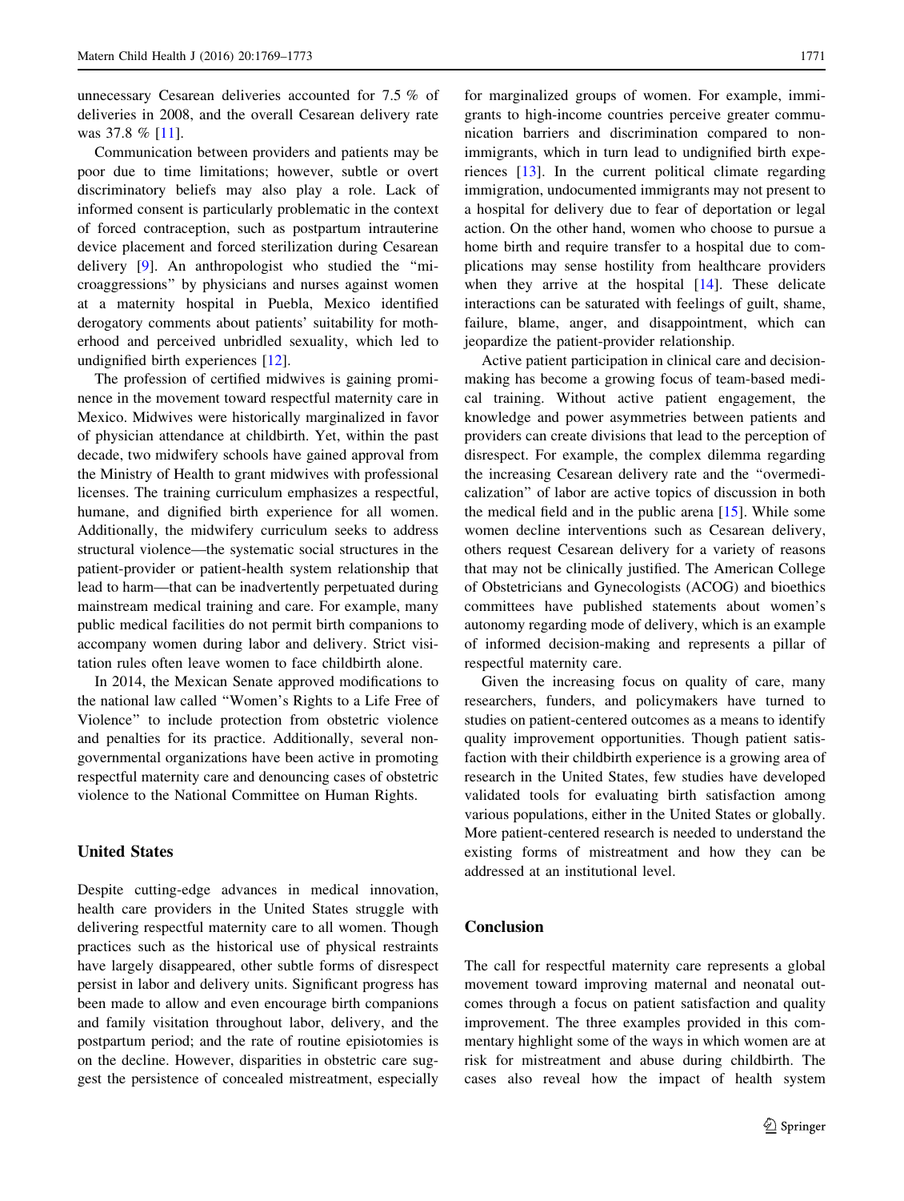unnecessary Cesarean deliveries accounted for 7.5 % of deliveries in 2008, and the overall Cesarean delivery rate was 37.8 % [11].

Communication between providers and patients may be poor due to time limitations; however, subtle or overt discriminatory beliefs may also play a role. Lack of informed consent is particularly problematic in the context of forced contraception, such as postpartum intrauterine device placement and forced sterilization during Cesarean delivery [9]. An anthropologist who studied the "microaggressions" by physicians and nurses against women at a maternity hospital in Puebla, Mexico identified derogatory comments about patients' suitability for motherhood and perceived unbridled sexuality, which led to undignified birth experiences [12].

The profession of certified midwives is gaining prominence in the movement toward respectful maternity care in Mexico. Midwives were historically marginalized in favor of physician attendance at childbirth. Yet, within the past decade, two midwifery schools have gained approval from the Ministry of Health to grant midwives with professional licenses. The training curriculum emphasizes a respectful, humane, and dignified birth experience for all women. Additionally, the midwifery curriculum seeks to address structural violence—the systematic social structures in the patient-provider or patient-health system relationship that lead to harm—that can be inadvertently perpetuated during mainstream medical training and care. For example, many public medical facilities do not permit birth companions to accompany women during labor and delivery. Strict visitation rules often leave women to face childbirth alone.

In 2014, the Mexican Senate approved modifications to the national law called "Women's Rights to a Life Free of Violence" to include protection from obstetric violence and penalties for its practice. Additionally, several non-governmental organizations have been active in promoting respectful maternity care and denouncing cases of obstetric violence to the National Committee on Human Rights.

## United States

Despite cutting-edge advances in medical innovation, health care providers in the United States struggle with delivering respectful maternity care to all women. Though practices such as the historical use of physical restraints have largely disappeared, other subtle forms of disrespect persist in labor and delivery units. Significant progress has been made to allow and even encourage birth companions and family visitation throughout labor, delivery, and the postpartum period; and the rate of routine episiotomies is on the decline. However, disparities in obstetric care suggest the persistence of concealed mistreatment, especially for marginalized groups of women. For example, immigrants to high-income countries perceive greater communication barriers and discrimination compared to non-immigrants, which in turn lead to undignified birth experiences [13]. In the current political climate regarding immigration, undocumented immigrants may not present to a hospital for delivery due to fear of deportation or legal action. On the other hand, women who choose to pursue a home birth and require transfer to a hospital due to complications may sense hostility from healthcare providers when they arrive at the hospital [14]. These delicate interactions can be saturated with feelings of guilt, shame, failure, blame, anger, and disappointment, which can jeopardize the patient-provider relationship.

Active patient participation in clinical care and decision-making has become a growing focus of team-based medical training. Without active patient engagement, the knowledge and power asymmetries between patients and providers can create divisions that lead to the perception of disrespect. For example, the complex dilemma regarding the increasing Cesarean delivery rate and the "overmedicalization" of labor are active topics of discussion in both the medical field and in the public arena [15]. While some women decline interventions such as Cesarean delivery, others request Cesarean delivery for a variety of reasons that may not be clinically justified. The American College of Obstetricians and Gynecologists (ACOG) and bioethics committees have published statements about women's autonomy regarding mode of delivery, which is an example of informed decision-making and represents a pillar of respectful maternity care.

Given the increasing focus on quality of care, many researchers, funders, and policymakers have turned to studies on patient-centered outcomes as a means to identify quality improvement opportunities. Though patient satisfaction with their childbirth experience is a growing area of research in the United States, few studies have developed validated tools for evaluating birth satisfaction among various populations, either in the United States or globally. More patient-centered research is needed to understand the existing forms of mistreatment and how they can be addressed at an institutional level.

## Conclusion

The call for respectful maternity care represents a global movement toward improving maternal and neonatal outcomes through a focus on patient satisfaction and quality improvement. The three examples provided in this commentary highlight some of the ways in which women are at risk for mistreatment and abuse during childbirth. The cases also reveal how the impact of health system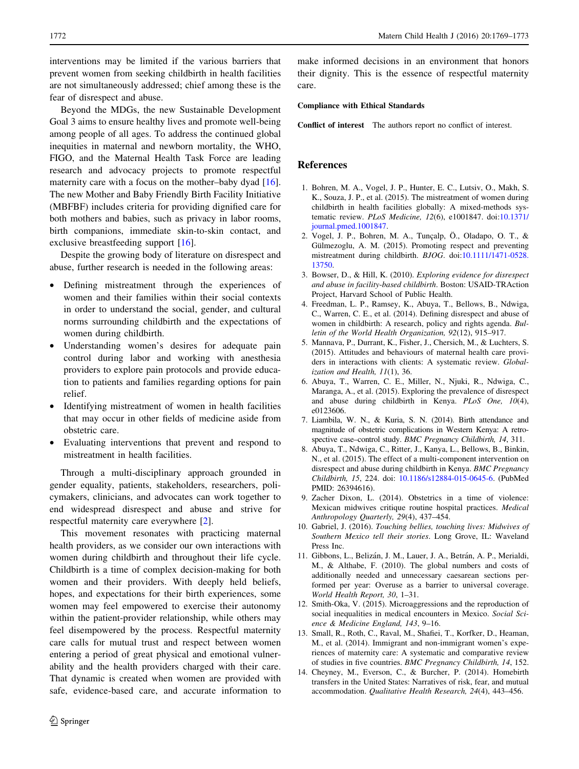interventions may be limited if the various barriers that prevent women from seeking childbirth in health facilities are not simultaneously addressed; chief among these is the fear of disrespect and abuse.

Beyond the MDGs, the new Sustainable Development Goal 3 aims to ensure healthy lives and promote well-being among people of all ages. To address the continued global inequities in maternal and newborn mortality, the WHO, FIGO, and the Maternal Health Task Force are leading research and advocacy projects to promote respectful maternity care with a focus on the mother–baby dyad [16]. The new Mother and Baby Friendly Birth Facility Initiative (MBFBF) includes criteria for providing dignified care for both mothers and babies, such as privacy in labor rooms, birth companions, immediate skin-to-skin contact, and exclusive breastfeeding support [16].

Despite the growing body of literature on disrespect and abuse, further research is needed in the following areas:

- Defining mistreatment through the experiences of women and their families within their social contexts in order to understand the social, gender, and cultural norms surrounding childbirth and the expectations of women during childbirth.
- Understanding women's desires for adequate pain control during labor and working with anesthesia providers to explore pain protocols and provide education to patients and families regarding options for pain relief.
- Identifying mistreatment of women in health facilities that may occur in other fields of medicine aside from obstetric care.
- Evaluating interventions that prevent and respond to mistreatment in health facilities.

Through a multi-disciplinary approach grounded in gender equality, patients, stakeholders, researchers, policymakers, clinicians, and advocates can work together to end widespread disrespect and abuse and strive for respectful maternity care everywhere [2].

This movement resonates with practicing maternal health providers, as we consider our own interactions with women during childbirth and throughout their life cycle. Childbirth is a time of complex decision-making for both women and their providers. With deeply held beliefs, hopes, and expectations for their birth experiences, some women may feel empowered to exercise their autonomy within the patient-provider relationship, while others may feel disempowered by the process. Respectful maternity care calls for mutual trust and respect between women entering a period of great physical and emotional vulnerability and the health providers charged with their care. That dynamic is created when women are provided with safe, evidence-based care, and accurate information to make informed decisions in an environment that honors their dignity. This is the essence of respectful maternity care.

**Compliance with Ethical Standards**

**Conflict of interest** The authors report no conflict of interest.

## References

1. Bohren, M. A., Vogel, J. P., Hunter, E. C., Lutsiv, O., Makh, S. K., Souza, J. P., et al. (2015). The mistreatment of women during childbirth in health facilities globally: A mixed-methods systematic review. *PLoS Medicine, 12*(6), e1001847. doi:10.1371/journal.pmed.1001847.
2. Vogel, J. P., Bohren, M. A., Tunçalp, Ö., Oladapo, O. T., & Gülmezoglu, A. M. (2015). Promoting respect and preventing mistreatment during childbirth. *BJOG*. doi:10.1111/1471-0528.13750.
3. Bowser, D., & Hill, K. (2010). *Exploring evidence for disrespect and abuse in facility-based childbirth*. Boston: USAID-TRAction Project, Harvard School of Public Health.
4. Freedman, L. P., Ramsey, K., Abuya, T., Bellows, B., Ndwiga, C., Warren, C. E., et al. (2014). Defining disrespect and abuse of women in childbirth: A research, policy and rights agenda. *Bulletin of the World Health Organization, 92*(12), 915–917.
5. Mannava, P., Durrant, K., Fisher, J., Chersich, M., & Luchters, S. (2015). Attitudes and behaviours of maternal health care providers in interactions with clients: A systematic review. *Globalization and Health, 11*(1), 36.
6. Abuya, T., Warren, C. E., Miller, N., Njuki, R., Ndwiga, C., Maranga, A., et al. (2015). Exploring the prevalence of disrespect and abuse during childbirth in Kenya. *PLoS One, 10*(4), e0123606.
7. Liambila, W. N., & Kuria, S. N. (2014). Birth attendance and magnitude of obstetric complications in Western Kenya: A retrospective case–control study. *BMC Pregnancy Childbirth, 14*, 311.
8. Abuya, T., Ndwiga, C., Ritter, J., Kanya, L., Bellows, B., Binkin, N., et al. (2015). The effect of a multi-component intervention on disrespect and abuse during childbirth in Kenya. *BMC Pregnancy Childbirth, 15*, 224. doi: 10.1186/s12884-015-0645-6. (PubMed PMID: 26394616).
9. Zacher Dixon, L. (2014). Obstetrics in a time of violence: Mexican midwives critique routine hospital practices. *Medical Anthropology Quarterly, 29*(4), 437–454.
10. Gabriel, J. (2016). *Touching bellies, touching lives: Midwives of Southern Mexico tell their stories*. Long Grove, IL: Waveland Press Inc.
11. Gibbons, L., Belizán, J. M., Lauer, J. A., Betrán, A. P., Merialdi, M., & Althabe, F. (2010). The global numbers and costs of additionally needed and unnecessary caesarean sections performed per year: Overuse as a barrier to universal coverage. *World Health Report, 30*, 1–31.
12. Smith-Oka, V. (2015). Microaggressions and the reproduction of social inequalities in medical encounters in Mexico. *Social Science & Medicine England, 143*, 9–16.
13. Small, R., Roth, C., Raval, M., Shafiei, T., Korfker, D., Heaman, M., et al. (2014). Immigrant and non-immigrant women's experiences of maternity care: A systematic and comparative review of studies in five countries. *BMC Pregnancy Childbirth, 14*, 152.
14. Cheyney, M., Everson, C., & Burcher, P. (2014). Homebirth transfers in the United States: Narratives of risk, fear, and mutual accommodation. *Qualitative Health Research, 24*(4), 443–456.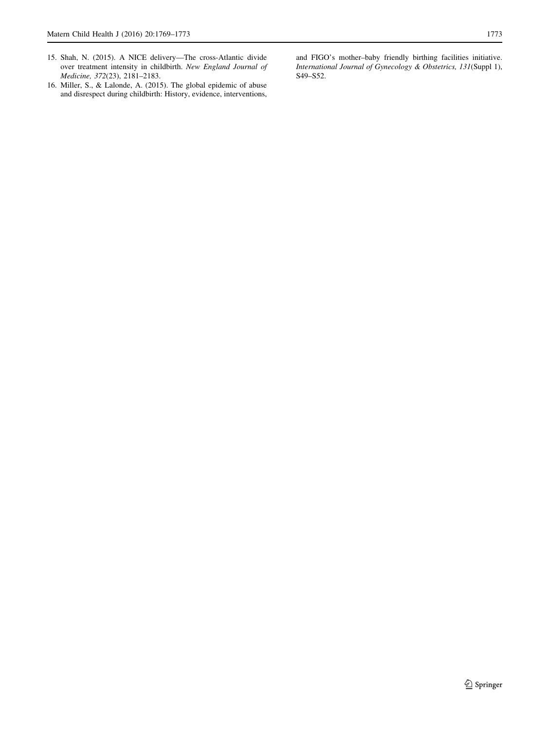15. Shah, N. (2015). A NICE delivery—The cross-Atlantic divide over treatment intensity in childbirth. *New England Journal of Medicine, 372*(23), 2181–2183.
16. Miller, S., & Lalonde, A. (2015). The global epidemic of abuse and disrespect during childbirth: History, evidence, interventions, and FIGO's mother–baby friendly birthing facilities initiative. *International Journal of Gynecology & Obstetrics, 131*(Suppl 1), S49–S52.